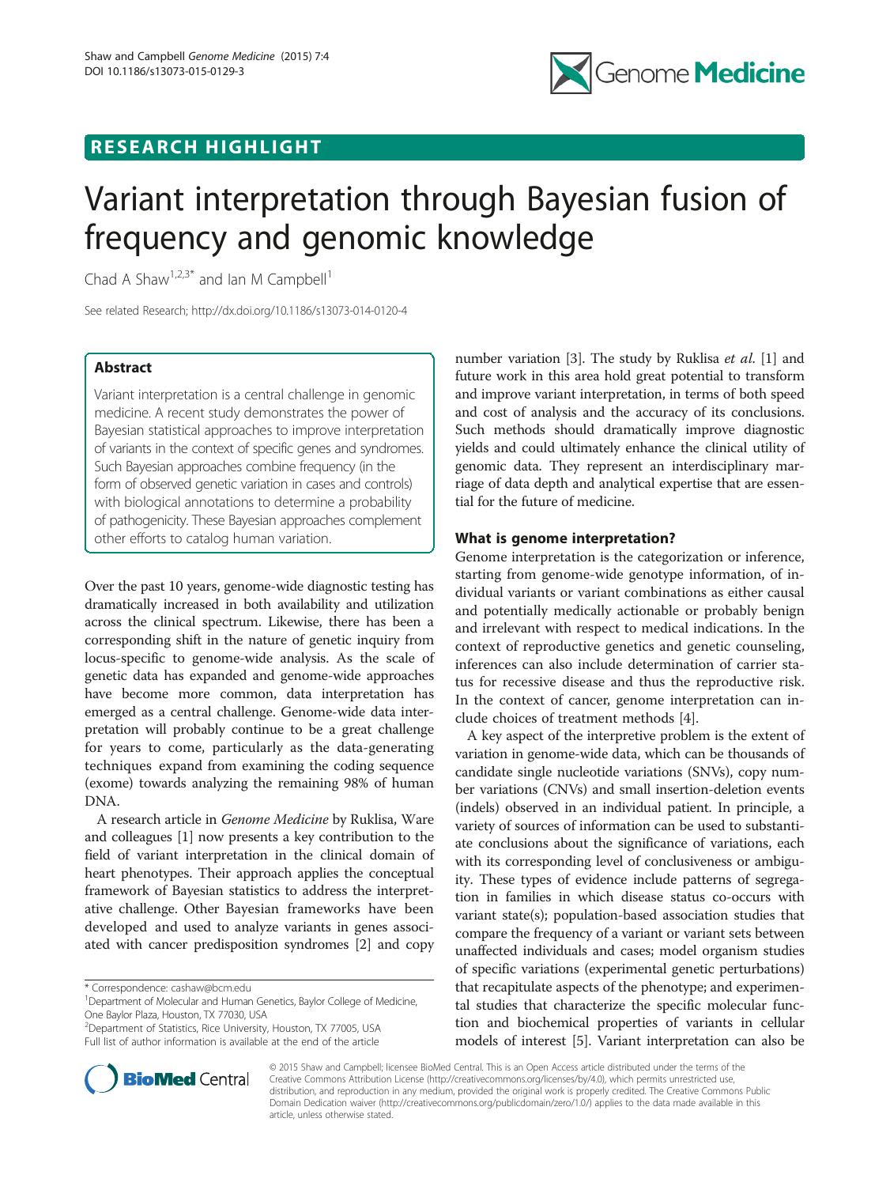RESEARCH HIGHLIGHT

# Variant interpretation through Bayesian fusion of frequency and genomic knowledge

Chad A Shaw[1,2,3*] and Ian M Campbell[1]

See related Research; http://dx.doi.org/10.1186/s13073-014-0120-4

## Abstract

Variant interpretation is a central challenge in genomic medicine. A recent study demonstrates the power of Bayesian statistical approaches to improve interpretation of variants in the context of specific genes and syndromes. Such Bayesian approaches combine frequency (in the form of observed genetic variation in cases and controls) with biological annotations to determine a probability of pathogenicity. These Bayesian approaches complement other efforts to catalog human variation.

Over the past 10 years, genome-wide diagnostic testing has dramatically increased in both availability and utilization across the clinical spectrum. Likewise, there has been a corresponding shift in the nature of genetic inquiry from locus-specific to genome-wide analysis. As the scale of genetic data has expanded and genome-wide approaches have become more common, data interpretation has emerged as a central challenge. Genome-wide data interpretation will probably continue to be a great challenge for years to come, particularly as the data-generating techniques expand from examining the coding sequence (exome) towards analyzing the remaining 98% of human DNA.

A research article in *Genome Medicine* by Ruklisa, Ware and colleagues [1] now presents a key contribution to the field of variant interpretation in the clinical domain of heart phenotypes. Their approach applies the conceptual framework of Bayesian statistics to address the interpretative challenge. Other Bayesian frameworks have been developed and used to analyze variants in genes associated with cancer predisposition syndromes [2] and copy number variation [3]. The study by Ruklisa *et al.* [1] and future work in this area hold great potential to transform and improve variant interpretation, in terms of both speed and cost of analysis and the accuracy of its conclusions. Such methods should dramatically improve diagnostic yields and could ultimately enhance the clinical utility of genomic data. They represent an interdisciplinary marriage of data depth and analytical expertise that are essential for the future of medicine.

## What is genome interpretation?

Genome interpretation is the categorization or inference, starting from genome-wide genotype information, of individual variants or variant combinations as either causal and potentially medically actionable or probably benign and irrelevant with respect to medical indications. In the context of reproductive genetics and genetic counseling, inferences can also include determination of carrier status for recessive disease and thus the reproductive risk. In the context of cancer, genome interpretation can include choices of treatment methods [4].

A key aspect of the interpretive problem is the extent of variation in genome-wide data, which can be thousands of candidate single nucleotide variations (SNVs), copy number variations (CNVs) and small insertion-deletion events (indels) observed in an individual patient. In principle, a variety of sources of information can be used to substantiate conclusions about the significance of variations, each with its corresponding level of conclusiveness or ambiguity. These types of evidence include patterns of segregation in families in which disease status co-occurs with variant state(s); population-based association studies that compare the frequency of a variant or variant sets between unaffected individuals and cases; model organism studies of specific variations (experimental genetic perturbations) that recapitulate aspects of the phenotype; and experimental studies that characterize the specific molecular function and biochemical properties of variants in cellular models of interest [5]. Variant interpretation can also be

\* Correspondence: cashaw@bcm.edu
[1] Department of Molecular and Human Genetics, Baylor College of Medicine, One Baylor Plaza, Houston, TX 77030, USA
[2] Department of Statistics, Rice University, Houston, TX 77005, USA
Full list of author information is available at the end of the article

© 2015 Shaw and Campbell; licensee BioMed Central. This is an Open Access article distributed under the terms of the Creative Commons Attribution License (http://creativecommons.org/licenses/by/4.0), which permits unrestricted use, distribution, and reproduction in any medium, provided the original work is properly credited. The Creative Commons Public Domain Dedication waiver (http://creativecommons.org/publicdomain/zero/1.0/) applies to the data made available in this article, unless otherwise stated.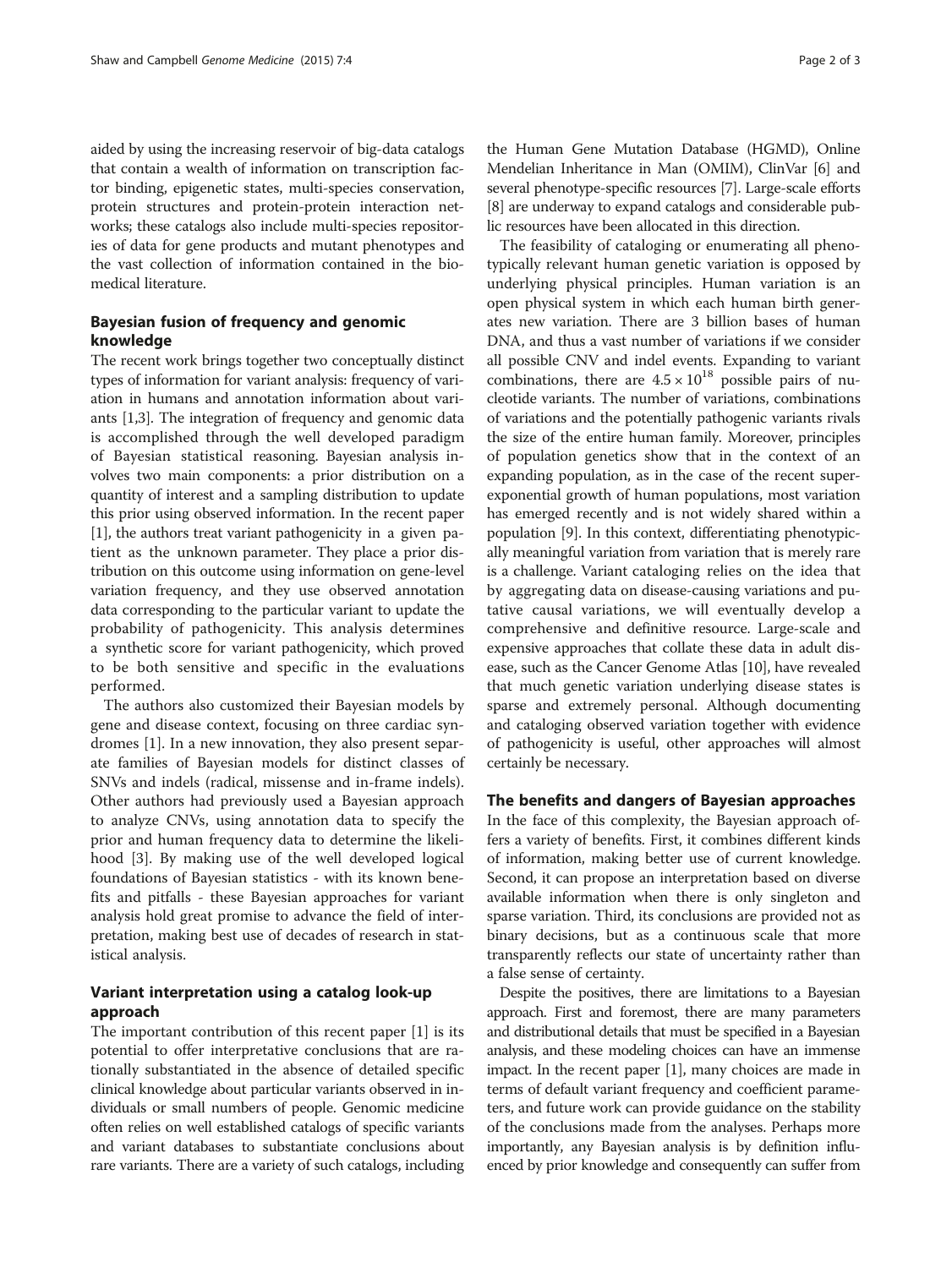aided by using the increasing reservoir of big-data catalogs that contain a wealth of information on transcription factor binding, epigenetic states, multi-species conservation, protein structures and protein-protein interaction networks; these catalogs also include multi-species repositories of data for gene products and mutant phenotypes and the vast collection of information contained in the biomedical literature.

## Bayesian fusion of frequency and genomic knowledge

The recent work brings together two conceptually distinct types of information for variant analysis: frequency of variation in humans and annotation information about variants [1,3]. The integration of frequency and genomic data is accomplished through the well developed paradigm of Bayesian statistical reasoning. Bayesian analysis involves two main components: a prior distribution on a quantity of interest and a sampling distribution to update this prior using observed information. In the recent paper [1], the authors treat variant pathogenicity in a given patient as the unknown parameter. They place a prior distribution on this outcome using information on gene-level variation frequency, and they use observed annotation data corresponding to the particular variant to update the probability of pathogenicity. This analysis determines a synthetic score for variant pathogenicity, which proved to be both sensitive and specific in the evaluations performed.

The authors also customized their Bayesian models by gene and disease context, focusing on three cardiac syndromes [1]. In a new innovation, they also present separate families of Bayesian models for distinct classes of SNVs and indels (radical, missense and in-frame indels). Other authors had previously used a Bayesian approach to analyze CNVs, using annotation data to specify the prior and human frequency data to determine the likelihood [3]. By making use of the well developed logical foundations of Bayesian statistics - with its known benefits and pitfalls - these Bayesian approaches for variant analysis hold great promise to advance the field of interpretation, making best use of decades of research in statistical analysis.

## Variant interpretation using a catalog look-up approach

The important contribution of this recent paper [1] is its potential to offer interpretative conclusions that are rationally substantiated in the absence of detailed specific clinical knowledge about particular variants observed in individuals or small numbers of people. Genomic medicine often relies on well established catalogs of specific variants and variant databases to substantiate conclusions about rare variants. There are a variety of such catalogs, including the Human Gene Mutation Database (HGMD), Online Mendelian Inheritance in Man (OMIM), ClinVar [6] and several phenotype-specific resources [7]. Large-scale efforts [8] are underway to expand catalogs and considerable public resources have been allocated in this direction.

The feasibility of cataloging or enumerating all phenotypically relevant human genetic variation is opposed by underlying physical principles. Human variation is an open physical system in which each human birth generates new variation. There are 3 billion bases of human DNA, and thus a vast number of variations if we consider all possible CNV and indel events. Expanding to variant combinations, there are $4.5 \times 10^{18}$ possible pairs of nucleotide variants. The number of variations, combinations of variations and the potentially pathogenic variants rivals the size of the entire human family. Moreover, principles of population genetics show that in the context of an expanding population, as in the case of the recent super-exponential growth of human populations, most variation has emerged recently and is not widely shared within a population [9]. In this context, differentiating phenotypically meaningful variation from variation that is merely rare is a challenge. Variant cataloging relies on the idea that by aggregating data on disease-causing variations and putative causal variations, we will eventually develop a comprehensive and definitive resource. Large-scale and expensive approaches that collate these data in adult disease, such as the Cancer Genome Atlas [10], have revealed that much genetic variation underlying disease states is sparse and extremely personal. Although documenting and cataloging observed variation together with evidence of pathogenicity is useful, other approaches will almost certainly be necessary.

## The benefits and dangers of Bayesian approaches

In the face of this complexity, the Bayesian approach offers a variety of benefits. First, it combines different kinds of information, making better use of current knowledge. Second, it can propose an interpretation based on diverse available information when there is only singleton and sparse variation. Third, its conclusions are provided not as binary decisions, but as a continuous scale that more transparently reflects our state of uncertainty rather than a false sense of certainty.

Despite the positives, there are limitations to a Bayesian approach. First and foremost, there are many parameters and distributional details that must be specified in a Bayesian analysis, and these modeling choices can have an immense impact. In the recent paper [1], many choices are made in terms of default variant frequency and coefficient parameters, and future work can provide guidance on the stability of the conclusions made from the analyses. Perhaps more importantly, any Bayesian analysis is by definition influenced by prior knowledge and consequently can suffer from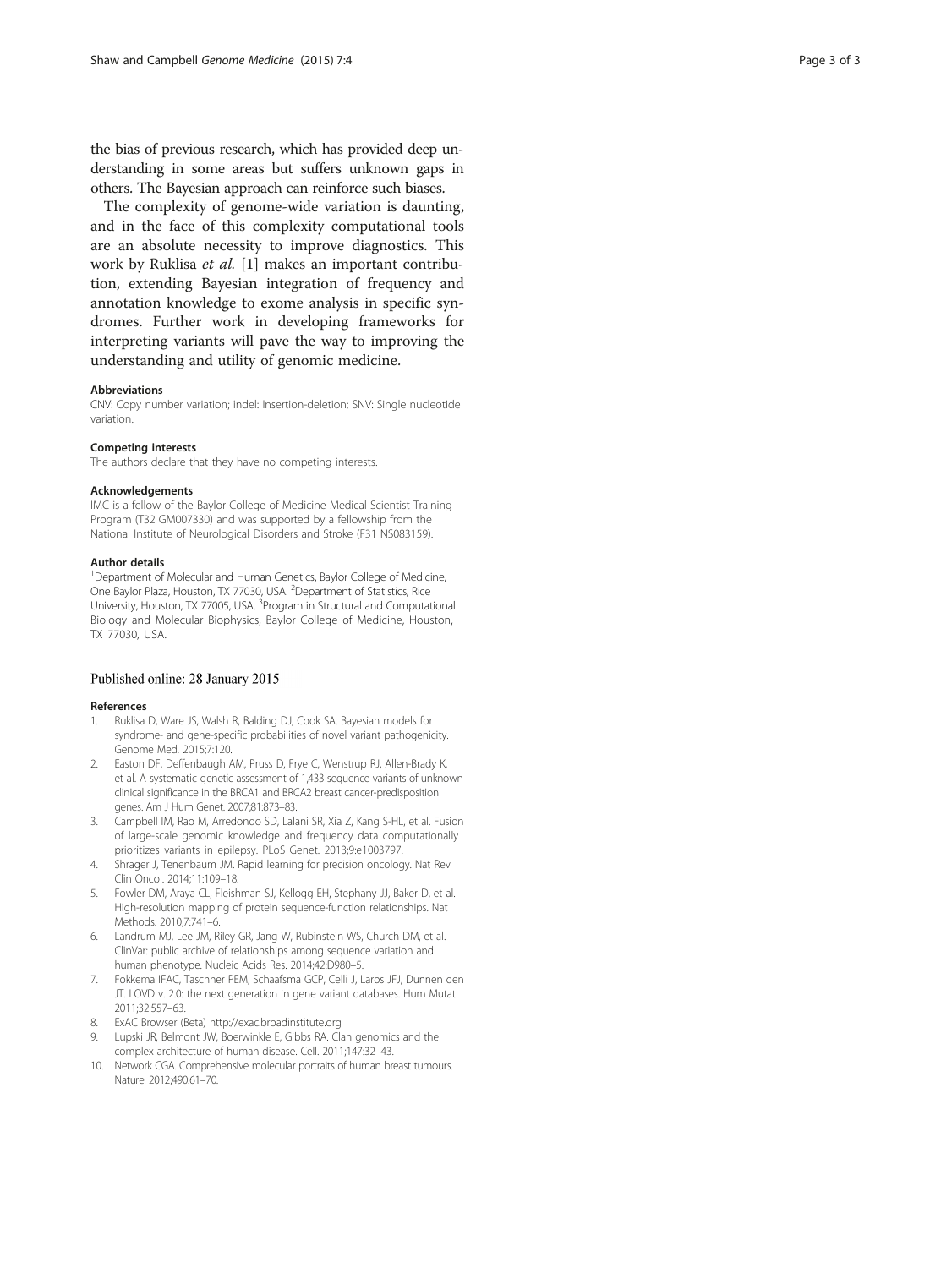the bias of previous research, which has provided deep understanding in some areas but suffers unknown gaps in others. The Bayesian approach can reinforce such biases.

The complexity of genome-wide variation is daunting, and in the face of this complexity computational tools are an absolute necessity to improve diagnostics. This work by Ruklisa *et al.* [1] makes an important contribution, extending Bayesian integration of frequency and annotation knowledge to exome analysis in specific syndromes. Further work in developing frameworks for interpreting variants will pave the way to improving the understanding and utility of genomic medicine.

#### Abbreviations

CNV: Copy number variation; indel: Insertion-deletion; SNV: Single nucleotide variation.

#### Competing interests

The authors declare that they have no competing interests.

#### Acknowledgements

IMC is a fellow of the Baylor College of Medicine Medical Scientist Training Program (T32 GM007330) and was supported by a fellowship from the National Institute of Neurological Disorders and Stroke (F31 NS083159).

#### Author details

[1]Department of Molecular and Human Genetics, Baylor College of Medicine, One Baylor Plaza, Houston, TX 77030, USA. [2]Department of Statistics, Rice University, Houston, TX 77005, USA. [3]Program in Structural and Computational Biology and Molecular Biophysics, Baylor College of Medicine, Houston, TX 77030, USA.

Published online: 28 January 2015

#### References

1. Ruklisa D, Ware JS, Walsh R, Balding DJ, Cook SA. Bayesian models for syndrome- and gene-specific probabilities of novel variant pathogenicity. Genome Med. 2015;7:120.
2. Easton DF, Deffenbaugh AM, Pruss D, Frye C, Wenstrup RJ, Allen-Brady K, et al. A systematic genetic assessment of 1,433 sequence variants of unknown clinical significance in the BRCA1 and BRCA2 breast cancer-predisposition genes. Am J Hum Genet. 2007;81:873–83.
3. Campbell IM, Rao M, Arredondo SD, Lalani SR, Xia Z, Kang S-HL, et al. Fusion of large-scale genomic knowledge and frequency data computationally prioritizes variants in epilepsy. PLoS Genet. 2013;9:e1003797.
4. Shrager J, Tenenbaum JM. Rapid learning for precision oncology. Nat Rev Clin Oncol. 2014;11:109–18.
5. Fowler DM, Araya CL, Fleishman SJ, Kellogg EH, Stephany JJ, Baker D, et al. High-resolution mapping of protein sequence-function relationships. Nat Methods. 2010;7:741–6.
6. Landrum MJ, Lee JM, Riley GR, Jang W, Rubinstein WS, Church DM, et al. ClinVar: public archive of relationships among sequence variation and human phenotype. Nucleic Acids Res. 2014;42:D980–5.
7. Fokkema IFAC, Taschner PEM, Schaafsma GCP, Celli J, Laros JFJ, Dunnen den JT. LOVD v. 2.0: the next generation in gene variant databases. Hum Mutat. 2011;32:557–63.
8. ExAC Browser (Beta) http://exac.broadinstitute.org
9. Lupski JR, Belmont JW, Boerwinkle E, Gibbs RA. Clan genomics and the complex architecture of human disease. Cell. 2011;147:32–43.
10. Network CGA. Comprehensive molecular portraits of human breast tumours. Nature. 2012;490:61–70.